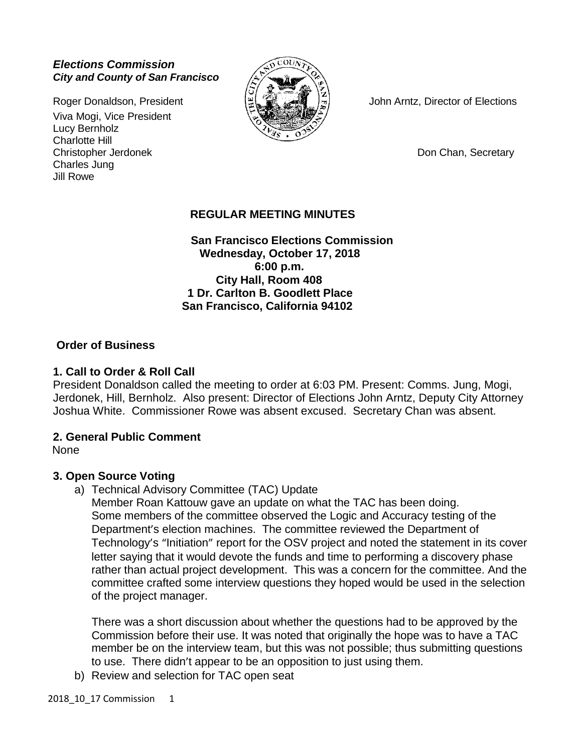***Elections Commission***
***City and County of San Francisco***

Roger Donaldson, President
Viva Mogi, Vice President
Lucy Bernholz
Charlotte Hill
Christopher Jerdonek
Charles Jung
Jill Rowe

John Arntz, Director of Elections

Don Chan, Secretary

# REGULAR MEETING MINUTES

**San Francisco Elections Commission**
**Wednesday, October 17, 2018**
**6:00 p.m.**
**City Hall, Room 408**
**1 Dr. Carlton B. Goodlett Place**
**San Francisco, California 94102**

## Order of Business

### 1. Call to Order & Roll Call

President Donaldson called the meeting to order at 6:03 PM. Present: Comms. Jung, Mogi, Jerdonek, Hill, Bernholz. Also present: Director of Elections John Arntz, Deputy City Attorney Joshua White. Commissioner Rowe was absent excused. Secretary Chan was absent.

### 2. General Public Comment

None

### 3. Open Source Voting

a) Technical Advisory Committee (TAC) Update
Member Roan Kattouw gave an update on what the TAC has been doing. Some members of the committee observed the Logic and Accuracy testing of the Department's election machines. The committee reviewed the Department of Technology's "Initiation" report for the OSV project and noted the statement in its cover letter saying that it would devote the funds and time to performing a discovery phase rather than actual project development. This was a concern for the committee. And the committee crafted some interview questions they hoped would be used in the selection of the project manager.

There was a short discussion about whether the questions had to be approved by the Commission before their use. It was noted that originally the hope was to have a TAC member be on the interview team, but this was not possible; thus submitting questions to use. There didn't appear to be an opposition to just using them.

b) Review and selection for TAC open seat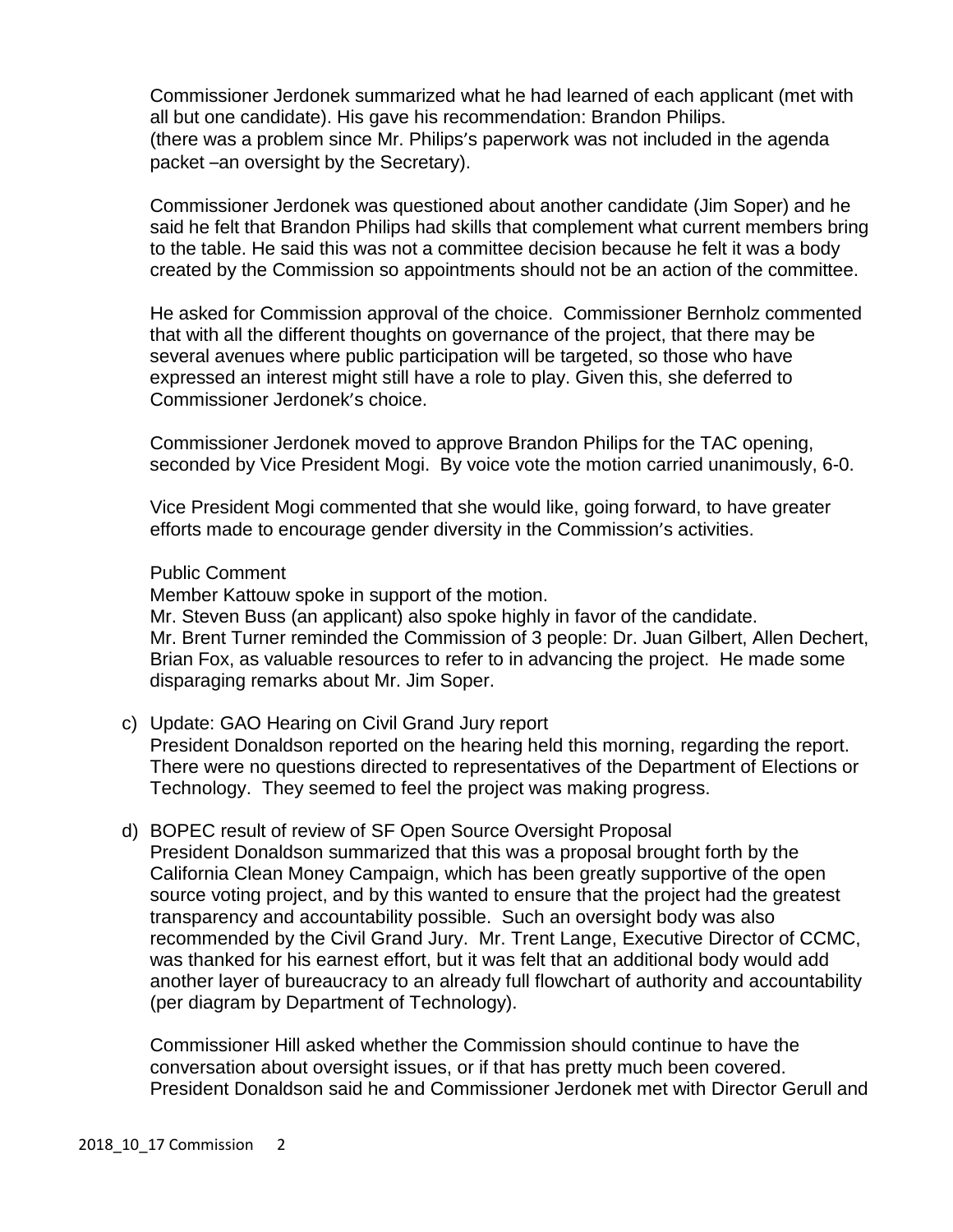Commissioner Jerdonek summarized what he had learned of each applicant (met with all but one candidate). His gave his recommendation: Brandon Philips. (there was a problem since Mr. Philips's paperwork was not included in the agenda packet –an oversight by the Secretary).

Commissioner Jerdonek was questioned about another candidate (Jim Soper) and he said he felt that Brandon Philips had skills that complement what current members bring to the table. He said this was not a committee decision because he felt it was a body created by the Commission so appointments should not be an action of the committee.

He asked for Commission approval of the choice. Commissioner Bernholz commented that with all the different thoughts on governance of the project, that there may be several avenues where public participation will be targeted, so those who have expressed an interest might still have a role to play. Given this, she deferred to Commissioner Jerdonek's choice.

Commissioner Jerdonek moved to approve Brandon Philips for the TAC opening, seconded by Vice President Mogi. By voice vote the motion carried unanimously, 6-0.

Vice President Mogi commented that she would like, going forward, to have greater efforts made to encourage gender diversity in the Commission's activities.

Public Comment
Member Kattouw spoke in support of the motion.
Mr. Steven Buss (an applicant) also spoke highly in favor of the candidate.
Mr. Brent Turner reminded the Commission of 3 people: Dr. Juan Gilbert, Allen Dechert, Brian Fox, as valuable resources to refer to in advancing the project. He made some disparaging remarks about Mr. Jim Soper.

c) Update: GAO Hearing on Civil Grand Jury report
President Donaldson reported on the hearing held this morning, regarding the report. There were no questions directed to representatives of the Department of Elections or Technology. They seemed to feel the project was making progress.

d) BOPEC result of review of SF Open Source Oversight Proposal
President Donaldson summarized that this was a proposal brought forth by the California Clean Money Campaign, which has been greatly supportive of the open source voting project, and by this wanted to ensure that the project had the greatest transparency and accountability possible. Such an oversight body was also recommended by the Civil Grand Jury. Mr. Trent Lange, Executive Director of CCMC, was thanked for his earnest effort, but it was felt that an additional body would add another layer of bureaucracy to an already full flowchart of authority and accountability (per diagram by Department of Technology).

Commissioner Hill asked whether the Commission should continue to have the conversation about oversight issues, or if that has pretty much been covered. President Donaldson said he and Commissioner Jerdonek met with Director Gerull and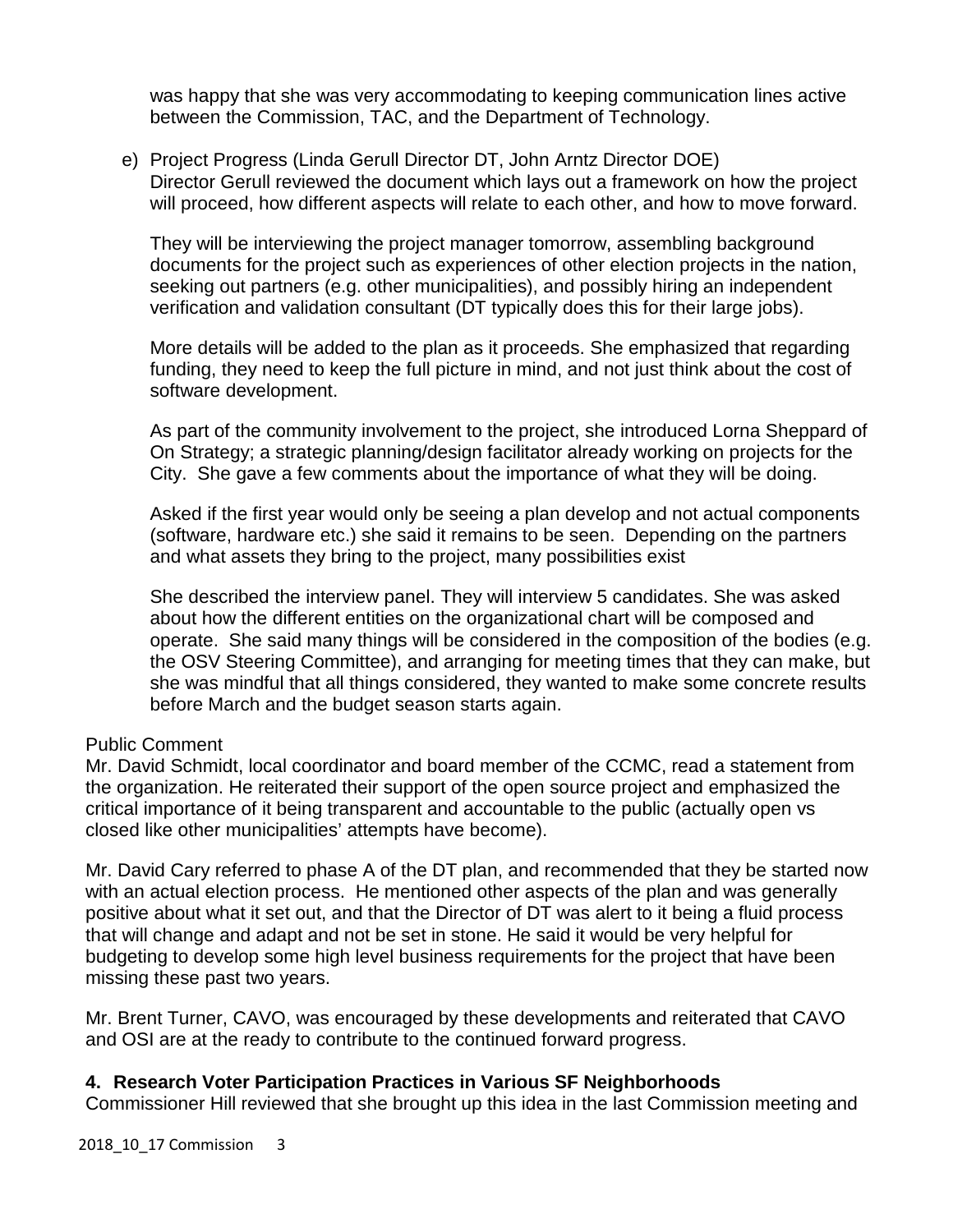was happy that she was very accommodating to keeping communication lines active between the Commission, TAC, and the Department of Technology.

e) Project Progress (Linda Gerull Director DT, John Arntz Director DOE)
Director Gerull reviewed the document which lays out a framework on how the project will proceed, how different aspects will relate to each other, and how to move forward.

They will be interviewing the project manager tomorrow, assembling background documents for the project such as experiences of other election projects in the nation, seeking out partners (e.g. other municipalities), and possibly hiring an independent verification and validation consultant (DT typically does this for their large jobs).

More details will be added to the plan as it proceeds. She emphasized that regarding funding, they need to keep the full picture in mind, and not just think about the cost of software development.

As part of the community involvement to the project, she introduced Lorna Sheppard of On Strategy; a strategic planning/design facilitator already working on projects for the City. She gave a few comments about the importance of what they will be doing.

Asked if the first year would only be seeing a plan develop and not actual components (software, hardware etc.) she said it remains to be seen. Depending on the partners and what assets they bring to the project, many possibilities exist

She described the interview panel. They will interview 5 candidates. She was asked about how the different entities on the organizational chart will be composed and operate. She said many things will be considered in the composition of the bodies (e.g. the OSV Steering Committee), and arranging for meeting times that they can make, but she was mindful that all things considered, they wanted to make some concrete results before March and the budget season starts again.

Public Comment
Mr. David Schmidt, local coordinator and board member of the CCMC, read a statement from the organization. He reiterated their support of the open source project and emphasized the critical importance of it being transparent and accountable to the public (actually open vs closed like other municipalities' attempts have become).

Mr. David Cary referred to phase A of the DT plan, and recommended that they be started now with an actual election process. He mentioned other aspects of the plan and was generally positive about what it set out, and that the Director of DT was alert to it being a fluid process that will change and adapt and not be set in stone. He said it would be very helpful for budgeting to develop some high level business requirements for the project that have been missing these past two years.

Mr. Brent Turner, CAVO, was encouraged by these developments and reiterated that CAVO and OSI are at the ready to contribute to the continued forward progress.

**4. Research Voter Participation Practices in Various SF Neighborhoods**
Commissioner Hill reviewed that she brought up this idea in the last Commission meeting and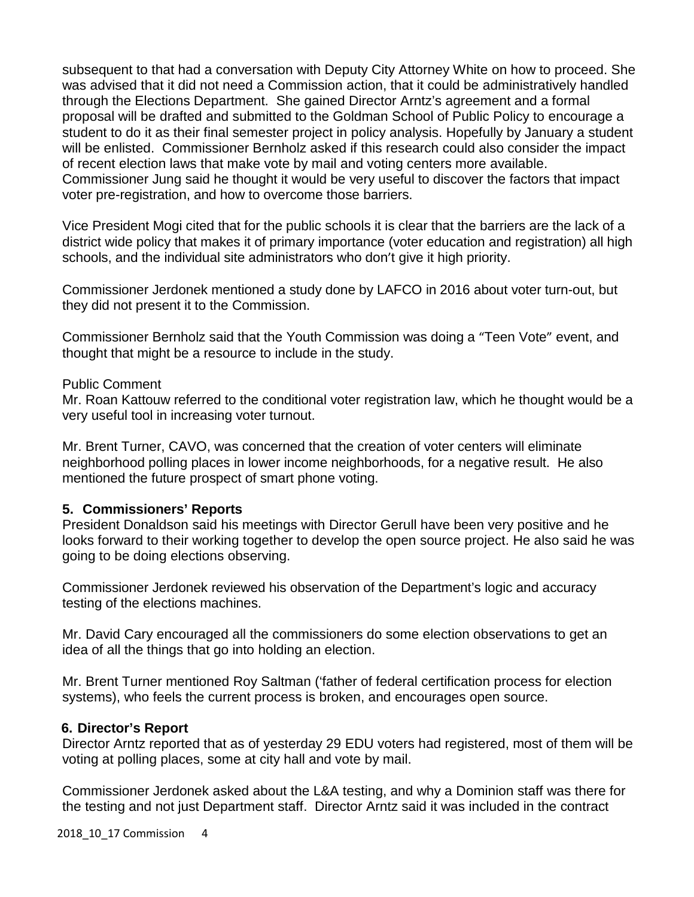subsequent to that had a conversation with Deputy City Attorney White on how to proceed. She was advised that it did not need a Commission action, that it could be administratively handled through the Elections Department. She gained Director Arntz's agreement and a formal proposal will be drafted and submitted to the Goldman School of Public Policy to encourage a student to do it as their final semester project in policy analysis. Hopefully by January a student will be enlisted. Commissioner Bernholz asked if this research could also consider the impact of recent election laws that make vote by mail and voting centers more available. Commissioner Jung said he thought it would be very useful to discover the factors that impact voter pre-registration, and how to overcome those barriers.

Vice President Mogi cited that for the public schools it is clear that the barriers are the lack of a district wide policy that makes it of primary importance (voter education and registration) all high schools, and the individual site administrators who don't give it high priority.

Commissioner Jerdonek mentioned a study done by LAFCO in 2016 about voter turn-out, but they did not present it to the Commission.

Commissioner Bernholz said that the Youth Commission was doing a "Teen Vote" event, and thought that might be a resource to include in the study.

Public Comment

Mr. Roan Kattouw referred to the conditional voter registration law, which he thought would be a very useful tool in increasing voter turnout.

Mr. Brent Turner, CAVO, was concerned that the creation of voter centers will eliminate neighborhood polling places in lower income neighborhoods, for a negative result. He also mentioned the future prospect of smart phone voting.

### 5. Commissioners' Reports

President Donaldson said his meetings with Director Gerull have been very positive and he looks forward to their working together to develop the open source project. He also said he was going to be doing elections observing.

Commissioner Jerdonek reviewed his observation of the Department's logic and accuracy testing of the elections machines.

Mr. David Cary encouraged all the commissioners do some election observations to get an idea of all the things that go into holding an election.

Mr. Brent Turner mentioned Roy Saltman ('father of federal certification process for election systems), who feels the current process is broken, and encourages open source.

### 6. Director's Report

Director Arntz reported that as of yesterday 29 EDU voters had registered, most of them will be voting at polling places, some at city hall and vote by mail.

Commissioner Jerdonek asked about the L&A testing, and why a Dominion staff was there for the testing and not just Department staff. Director Arntz said it was included in the contract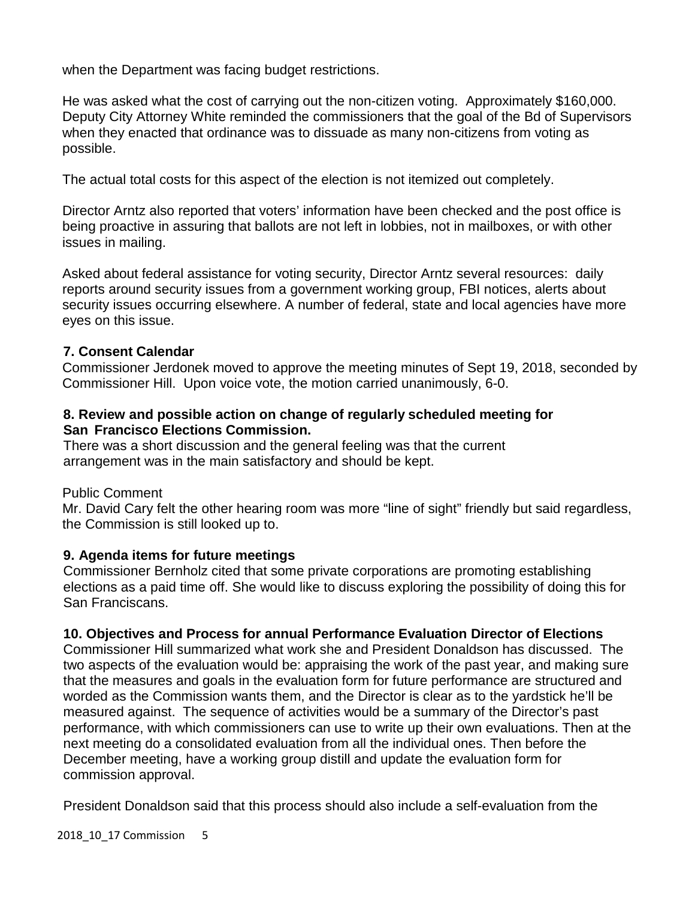when the Department was facing budget restrictions.

He was asked what the cost of carrying out the non-citizen voting. Approximately $160,000. Deputy City Attorney White reminded the commissioners that the goal of the Bd of Supervisors when they enacted that ordinance was to dissuade as many non-citizens from voting as possible.

The actual total costs for this aspect of the election is not itemized out completely.

Director Arntz also reported that voters' information have been checked and the post office is being proactive in assuring that ballots are not left in lobbies, not in mailboxes, or with other issues in mailing.

Asked about federal assistance for voting security, Director Arntz several resources: daily reports around security issues from a government working group, FBI notices, alerts about security issues occurring elsewhere. A number of federal, state and local agencies have more eyes on this issue.

**7. Consent Calendar**

Commissioner Jerdonek moved to approve the meeting minutes of Sept 19, 2018, seconded by Commissioner Hill. Upon voice vote, the motion carried unanimously, 6-0.

**8. Review and possible action on change of regularly scheduled meeting for San Francisco Elections Commission.**

There was a short discussion and the general feeling was that the current arrangement was in the main satisfactory and should be kept.

Public Comment

Mr. David Cary felt the other hearing room was more "line of sight" friendly but said regardless, the Commission is still looked up to.

**9. Agenda items for future meetings**

Commissioner Bernholz cited that some private corporations are promoting establishing elections as a paid time off. She would like to discuss exploring the possibility of doing this for San Franciscans.

**10. Objectives and Process for annual Performance Evaluation Director of Elections**

Commissioner Hill summarized what work she and President Donaldson has discussed. The two aspects of the evaluation would be: appraising the work of the past year, and making sure that the measures and goals in the evaluation form for future performance are structured and worded as the Commission wants them, and the Director is clear as to the yardstick he'll be measured against. The sequence of activities would be a summary of the Director's past performance, with which commissioners can use to write up their own evaluations. Then at the next meeting do a consolidated evaluation from all the individual ones. Then before the December meeting, have a working group distill and update the evaluation form for commission approval.

President Donaldson said that this process should also include a self-evaluation from the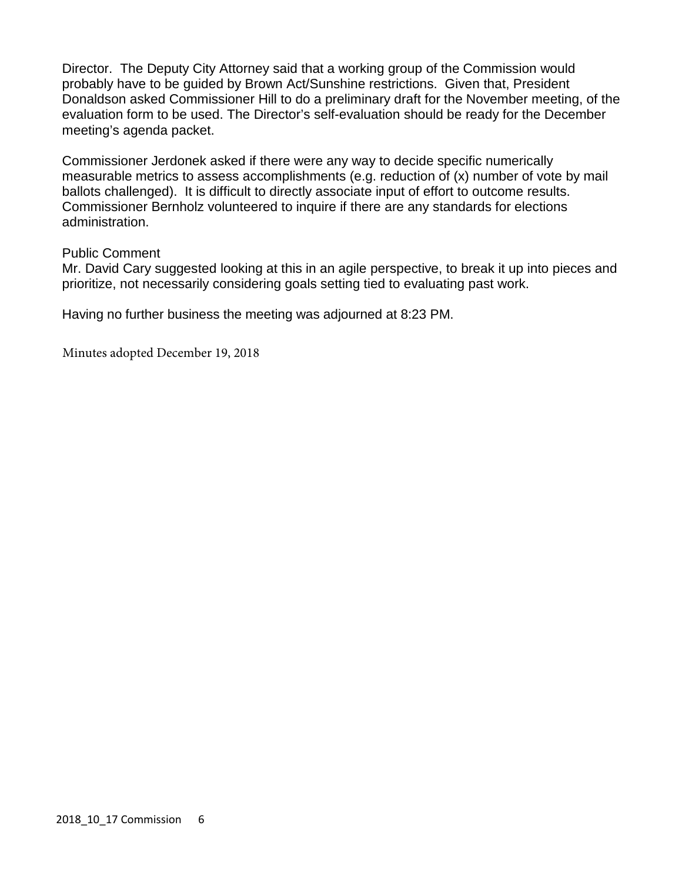Director. The Deputy City Attorney said that a working group of the Commission would probably have to be guided by Brown Act/Sunshine restrictions. Given that, President Donaldson asked Commissioner Hill to do a preliminary draft for the November meeting, of the evaluation form to be used. The Director's self-evaluation should be ready for the December meeting's agenda packet.

Commissioner Jerdonek asked if there were any way to decide specific numerically measurable metrics to assess accomplishments (e.g. reduction of (x) number of vote by mail ballots challenged). It is difficult to directly associate input of effort to outcome results. Commissioner Bernholz volunteered to inquire if there are any standards for elections administration.

Public Comment
Mr. David Cary suggested looking at this in an agile perspective, to break it up into pieces and prioritize, not necessarily considering goals setting tied to evaluating past work.

Having no further business the meeting was adjourned at 8:23 PM.

Minutes adopted December 19, 2018